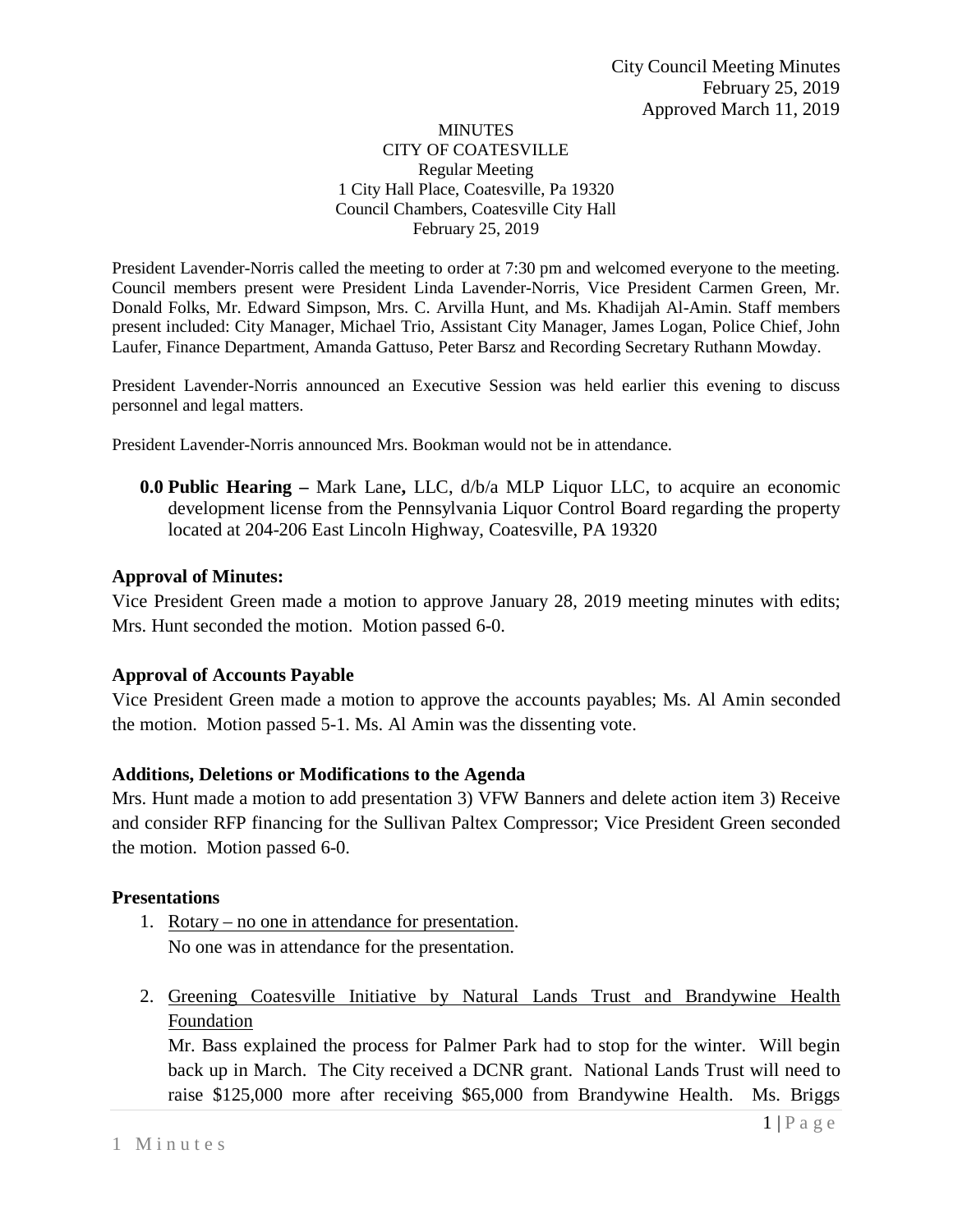City Council Meeting Minutes
February 25, 2019
Approved March 11, 2019

MINUTES
CITY OF COATESVILLE
Regular Meeting
1 City Hall Place, Coatesville, Pa 19320
Council Chambers, Coatesville City Hall
February 25, 2019

President Lavender-Norris called the meeting to order at 7:30 pm and welcomed everyone to the meeting. Council members present were President Linda Lavender-Norris, Vice President Carmen Green, Mr. Donald Folks, Mr. Edward Simpson, Mrs. C. Arvilla Hunt, and Ms. Khadijah Al-Amin. Staff members present included: City Manager, Michael Trio, Assistant City Manager, James Logan, Police Chief, John Laufer, Finance Department, Amanda Gattuso, Peter Barsz and Recording Secretary Ruthann Mowday.

President Lavender-Norris announced an Executive Session was held earlier this evening to discuss personnel and legal matters.

President Lavender-Norris announced Mrs. Bookman would not be in attendance.

**0.0 Public Hearing –** Mark Lane**,** LLC, d/b/a MLP Liquor LLC, to acquire an economic development license from the Pennsylvania Liquor Control Board regarding the property located at 204-206 East Lincoln Highway, Coatesville, PA 19320

**Approval of Minutes:**

Vice President Green made a motion to approve January 28, 2019 meeting minutes with edits; Mrs. Hunt seconded the motion. Motion passed 6-0.

**Approval of Accounts Payable**

Vice President Green made a motion to approve the accounts payables; Ms. Al Amin seconded the motion. Motion passed 5-1. Ms. Al Amin was the dissenting vote.

**Additions, Deletions or Modifications to the Agenda**

Mrs. Hunt made a motion to add presentation 3) VFW Banners and delete action item 3) Receive and consider RFP financing for the Sullivan Paltex Compressor; Vice President Green seconded the motion. Motion passed 6-0.

**Presentations**

1. Rotary – no one in attendance for presentation.
   No one was in attendance for the presentation.

2. Greening Coatesville Initiative by Natural Lands Trust and Brandywine Health Foundation
   Mr. Bass explained the process for Palmer Park had to stop for the winter. Will begin back up in March. The City received a DCNR grant. National Lands Trust will need to raise $125,000 more after receiving $65,000 from Brandywine Health. Ms. Briggs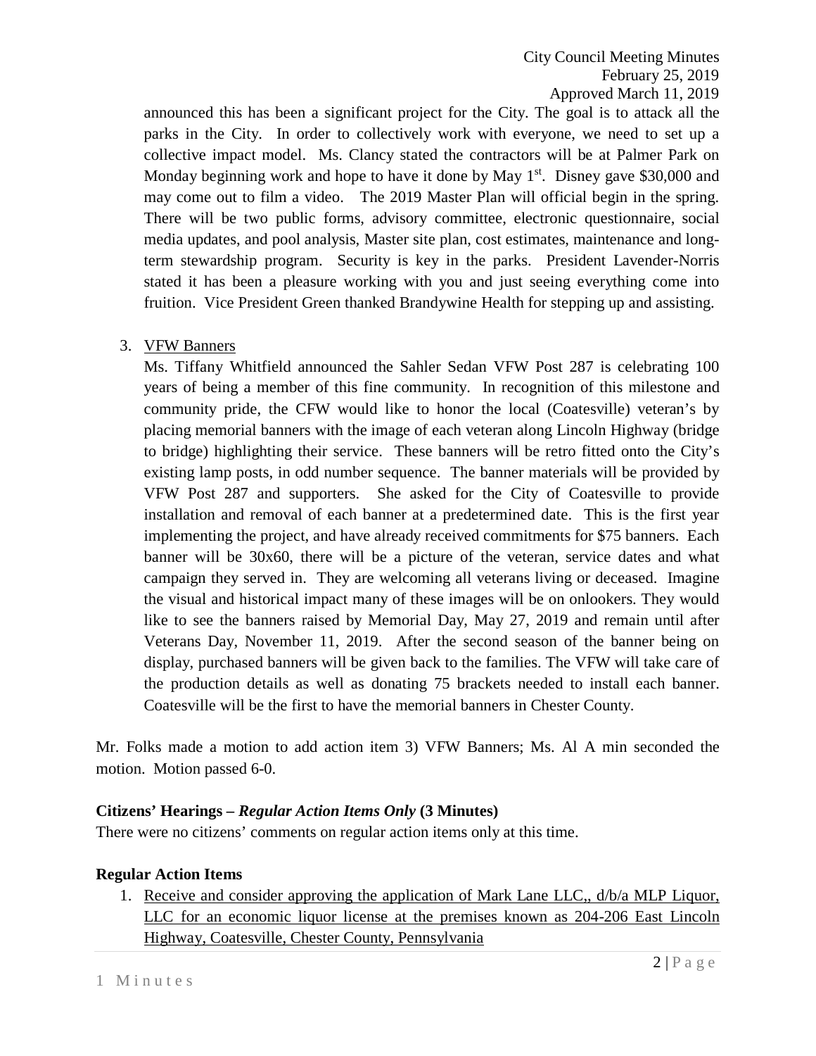announced this has been a significant project for the City. The goal is to attack all the parks in the City. In order to collectively work with everyone, we need to set up a collective impact model. Ms. Clancy stated the contractors will be at Palmer Park on Monday beginning work and hope to have it done by May 1st. Disney gave $30,000 and may come out to film a video. The 2019 Master Plan will official begin in the spring. There will be two public forms, advisory committee, electronic questionnaire, social media updates, and pool analysis, Master site plan, cost estimates, maintenance and long-term stewardship program. Security is key in the parks. President Lavender-Norris stated it has been a pleasure working with you and just seeing everything come into fruition. Vice President Green thanked Brandywine Health for stepping up and assisting.

3. VFW Banners

   Ms. Tiffany Whitfield announced the Sahler Sedan VFW Post 287 is celebrating 100 years of being a member of this fine community. In recognition of this milestone and community pride, the CFW would like to honor the local (Coatesville) veteran's by placing memorial banners with the image of each veteran along Lincoln Highway (bridge to bridge) highlighting their service. These banners will be retro fitted onto the City's existing lamp posts, in odd number sequence. The banner materials will be provided by VFW Post 287 and supporters. She asked for the City of Coatesville to provide installation and removal of each banner at a predetermined date. This is the first year implementing the project, and have already received commitments for $75 banners. Each banner will be 30x60, there will be a picture of the veteran, service dates and what campaign they served in. They are welcoming all veterans living or deceased. Imagine the visual and historical impact many of these images will be on onlookers. They would like to see the banners raised by Memorial Day, May 27, 2019 and remain until after Veterans Day, November 11, 2019. After the second season of the banner being on display, purchased banners will be given back to the families. The VFW will take care of the production details as well as donating 75 brackets needed to install each banner. Coatesville will be the first to have the memorial banners in Chester County.

Mr. Folks made a motion to add action item 3) VFW Banners; Ms. Al A min seconded the motion. Motion passed 6-0.

**Citizens' Hearings –** ***Regular Action Items Only*** **(3 Minutes)**

There were no citizens' comments on regular action items only at this time.

**Regular Action Items**

1. Receive and consider approving the application of Mark Lane LLC,, d/b/a MLP Liquor, LLC for an economic liquor license at the premises known as 204-206 East Lincoln Highway, Coatesville, Chester County, Pennsylvania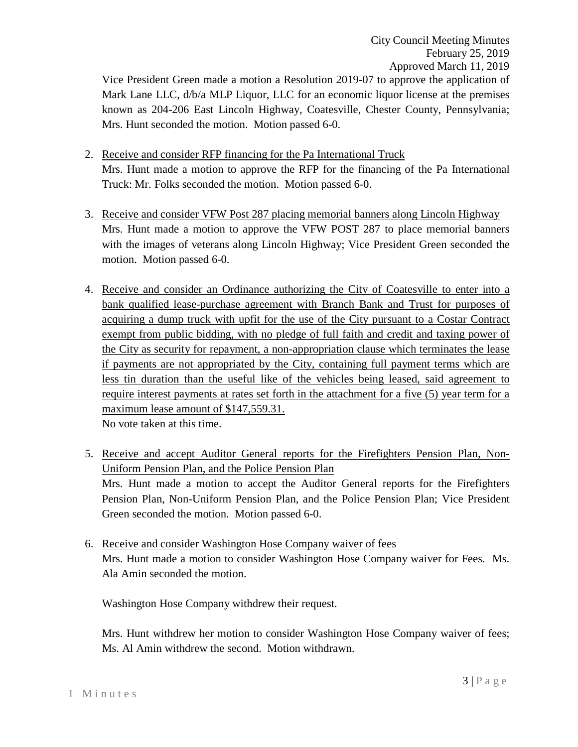Vice President Green made a motion a Resolution 2019-07 to approve the application of Mark Lane LLC, d/b/a MLP Liquor, LLC for an economic liquor license at the premises known as 204-206 East Lincoln Highway, Coatesville, Chester County, Pennsylvania; Mrs. Hunt seconded the motion. Motion passed 6-0.

2. Receive and consider RFP financing for the Pa International Truck
   Mrs. Hunt made a motion to approve the RFP for the financing of the Pa International Truck: Mr. Folks seconded the motion. Motion passed 6-0.

3. Receive and consider VFW Post 287 placing memorial banners along Lincoln Highway
   Mrs. Hunt made a motion to approve the VFW POST 287 to place memorial banners with the images of veterans along Lincoln Highway; Vice President Green seconded the motion. Motion passed 6-0.

4. Receive and consider an Ordinance authorizing the City of Coatesville to enter into a bank qualified lease-purchase agreement with Branch Bank and Trust for purposes of acquiring a dump truck with upfit for the use of the City pursuant to a Costar Contract exempt from public bidding, with no pledge of full faith and credit and taxing power of the City as security for repayment, a non-appropriation clause which terminates the lease if payments are not appropriated by the City, containing full payment terms which are less tin duration than the useful like of the vehicles being leased, said agreement to require interest payments at rates set forth in the attachment for a five (5) year term for a maximum lease amount of $147,559.31.
   No vote taken at this time.

5. Receive and accept Auditor General reports for the Firefighters Pension Plan, Non-Uniform Pension Plan, and the Police Pension Plan
   Mrs. Hunt made a motion to accept the Auditor General reports for the Firefighters Pension Plan, Non-Uniform Pension Plan, and the Police Pension Plan; Vice President Green seconded the motion. Motion passed 6-0.

6. Receive and consider Washington Hose Company waiver of fees
   Mrs. Hunt made a motion to consider Washington Hose Company waiver for Fees. Ms. Ala Amin seconded the motion.

   Washington Hose Company withdrew their request.

   Mrs. Hunt withdrew her motion to consider Washington Hose Company waiver of fees; Ms. Al Amin withdrew the second. Motion withdrawn.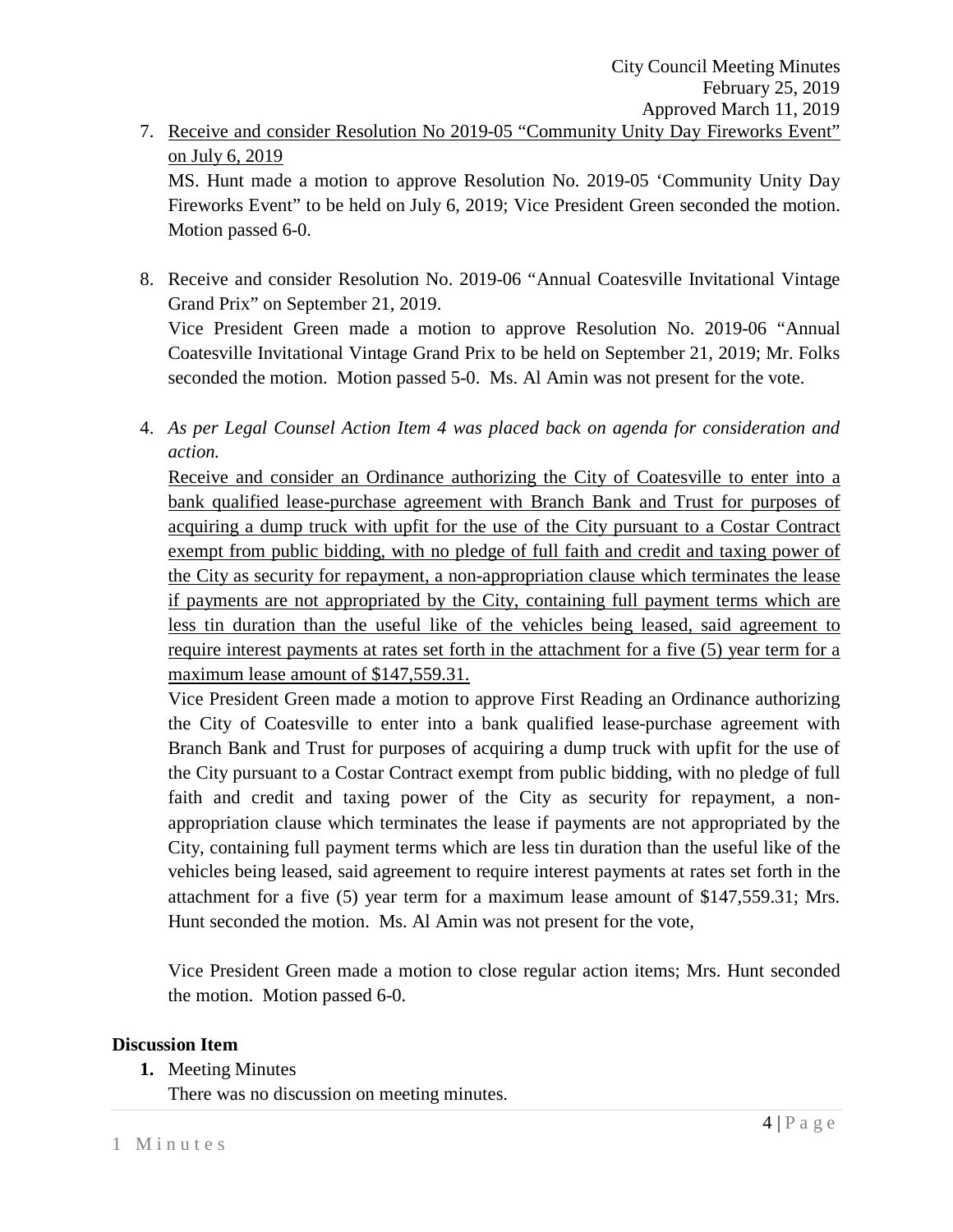7. Receive and consider Resolution No 2019-05 "Community Unity Day Fireworks Event" on July 6, 2019

   MS. Hunt made a motion to approve Resolution No. 2019-05 'Community Unity Day Fireworks Event" to be held on July 6, 2019; Vice President Green seconded the motion. Motion passed 6-0.

8. Receive and consider Resolution No. 2019-06 "Annual Coatesville Invitational Vintage Grand Prix" on September 21, 2019.

   Vice President Green made a motion to approve Resolution No. 2019-06 "Annual Coatesville Invitational Vintage Grand Prix to be held on September 21, 2019; Mr. Folks seconded the motion. Motion passed 5-0. Ms. Al Amin was not present for the vote.

4. *As per Legal Counsel Action Item 4 was placed back on agenda for consideration and action.*

   Receive and consider an Ordinance authorizing the City of Coatesville to enter into a bank qualified lease-purchase agreement with Branch Bank and Trust for purposes of acquiring a dump truck with upfit for the use of the City pursuant to a Costar Contract exempt from public bidding, with no pledge of full faith and credit and taxing power of the City as security for repayment, a non-appropriation clause which terminates the lease if payments are not appropriated by the City, containing full payment terms which are less tin duration than the useful like of the vehicles being leased, said agreement to require interest payments at rates set forth in the attachment for a five (5) year term for a maximum lease amount of $147,559.31.

   Vice President Green made a motion to approve First Reading an Ordinance authorizing the City of Coatesville to enter into a bank qualified lease-purchase agreement with Branch Bank and Trust for purposes of acquiring a dump truck with upfit for the use of the City pursuant to a Costar Contract exempt from public bidding, with no pledge of full faith and credit and taxing power of the City as security for repayment, a non-appropriation clause which terminates the lease if payments are not appropriated by the City, containing full payment terms which are less tin duration than the useful like of the vehicles being leased, said agreement to require interest payments at rates set forth in the attachment for a five (5) year term for a maximum lease amount of $147,559.31; Mrs. Hunt seconded the motion. Ms. Al Amin was not present for the vote,

   Vice President Green made a motion to close regular action items; Mrs. Hunt seconded the motion. Motion passed 6-0.

## Discussion Item

1. Meeting Minutes

   There was no discussion on meeting minutes.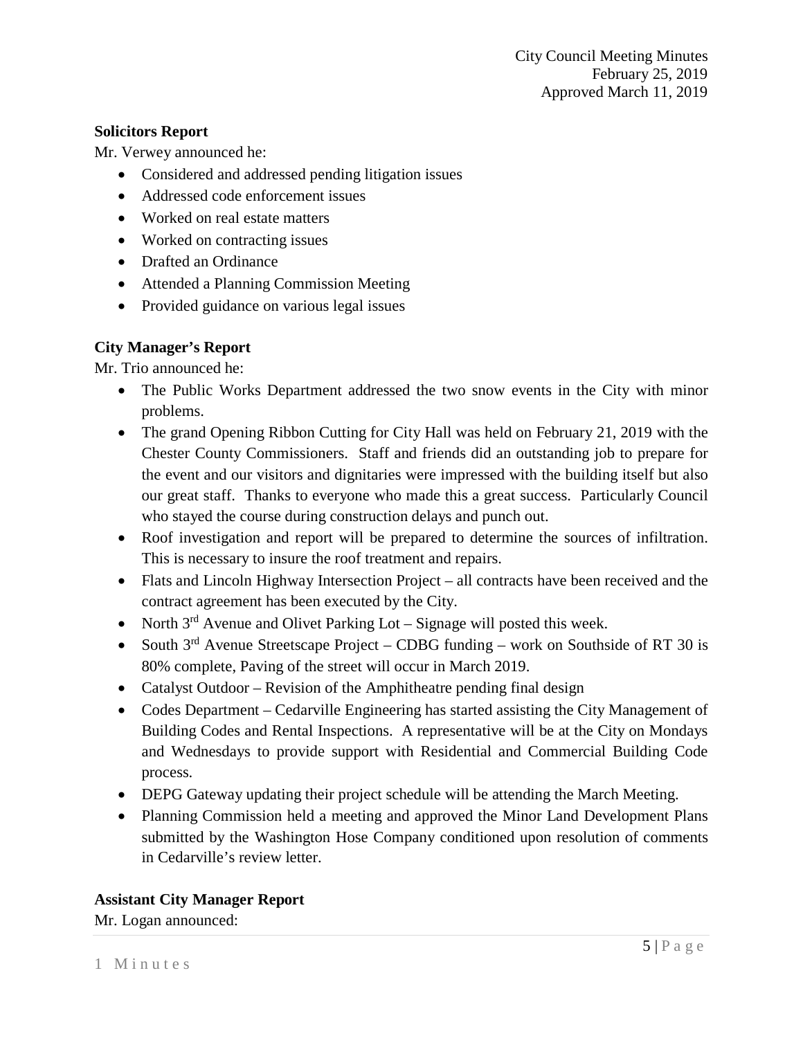**Solicitors Report**

Mr. Verwey announced he:

- Considered and addressed pending litigation issues
- Addressed code enforcement issues
- Worked on real estate matters
- Worked on contracting issues
- Drafted an Ordinance
- Attended a Planning Commission Meeting
- Provided guidance on various legal issues

**City Manager's Report**

Mr. Trio announced he:

- The Public Works Department addressed the two snow events in the City with minor problems.
- The grand Opening Ribbon Cutting for City Hall was held on February 21, 2019 with the Chester County Commissioners. Staff and friends did an outstanding job to prepare for the event and our visitors and dignitaries were impressed with the building itself but also our great staff. Thanks to everyone who made this a great success. Particularly Council who stayed the course during construction delays and punch out.
- Roof investigation and report will be prepared to determine the sources of infiltration. This is necessary to insure the roof treatment and repairs.
- Flats and Lincoln Highway Intersection Project – all contracts have been received and the contract agreement has been executed by the City.
- North 3rd Avenue and Olivet Parking Lot – Signage will posted this week.
- South 3rd Avenue Streetscape Project – CDBG funding – work on Southside of RT 30 is 80% complete, Paving of the street will occur in March 2019.
- Catalyst Outdoor – Revision of the Amphitheatre pending final design
- Codes Department – Cedarville Engineering has started assisting the City Management of Building Codes and Rental Inspections. A representative will be at the City on Mondays and Wednesdays to provide support with Residential and Commercial Building Code process.
- DEPG Gateway updating their project schedule will be attending the March Meeting.
- Planning Commission held a meeting and approved the Minor Land Development Plans submitted by the Washington Hose Company conditioned upon resolution of comments in Cedarville's review letter.

**Assistant City Manager Report**

Mr. Logan announced: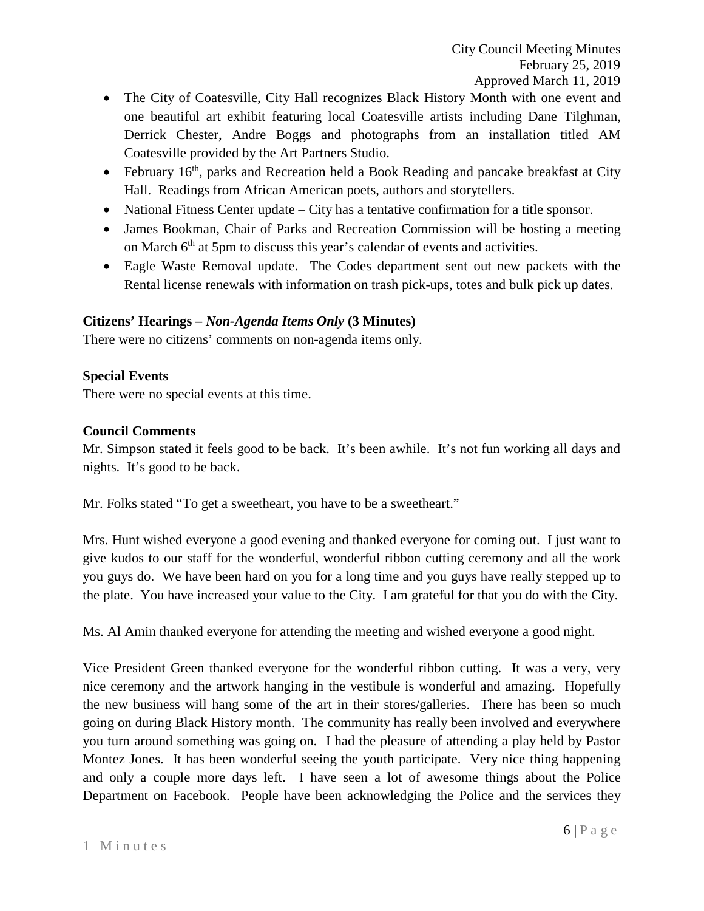- The City of Coatesville, City Hall recognizes Black History Month with one event and one beautiful art exhibit featuring local Coatesville artists including Dane Tilghman, Derrick Chester, Andre Boggs and photographs from an installation titled AM Coatesville provided by the Art Partners Studio.
- February 16th, parks and Recreation held a Book Reading and pancake breakfast at City Hall. Readings from African American poets, authors and storytellers.
- National Fitness Center update – City has a tentative confirmation for a title sponsor.
- James Bookman, Chair of Parks and Recreation Commission will be hosting a meeting on March 6th at 5pm to discuss this year's calendar of events and activities.
- Eagle Waste Removal update. The Codes department sent out new packets with the Rental license renewals with information on trash pick-ups, totes and bulk pick up dates.

**Citizens' Hearings –** ***Non-Agenda Items Only*** **(3 Minutes)**

There were no citizens' comments on non-agenda items only.

**Special Events**

There were no special events at this time.

**Council Comments**

Mr. Simpson stated it feels good to be back. It's been awhile. It's not fun working all days and nights. It's good to be back.

Mr. Folks stated "To get a sweetheart, you have to be a sweetheart."

Mrs. Hunt wished everyone a good evening and thanked everyone for coming out. I just want to give kudos to our staff for the wonderful, wonderful ribbon cutting ceremony and all the work you guys do. We have been hard on you for a long time and you guys have really stepped up to the plate. You have increased your value to the City. I am grateful for that you do with the City.

Ms. Al Amin thanked everyone for attending the meeting and wished everyone a good night.

Vice President Green thanked everyone for the wonderful ribbon cutting. It was a very, very nice ceremony and the artwork hanging in the vestibule is wonderful and amazing. Hopefully the new business will hang some of the art in their stores/galleries. There has been so much going on during Black History month. The community has really been involved and everywhere you turn around something was going on. I had the pleasure of attending a play held by Pastor Montez Jones. It has been wonderful seeing the youth participate. Very nice thing happening and only a couple more days left. I have seen a lot of awesome things about the Police Department on Facebook. People have been acknowledging the Police and the services they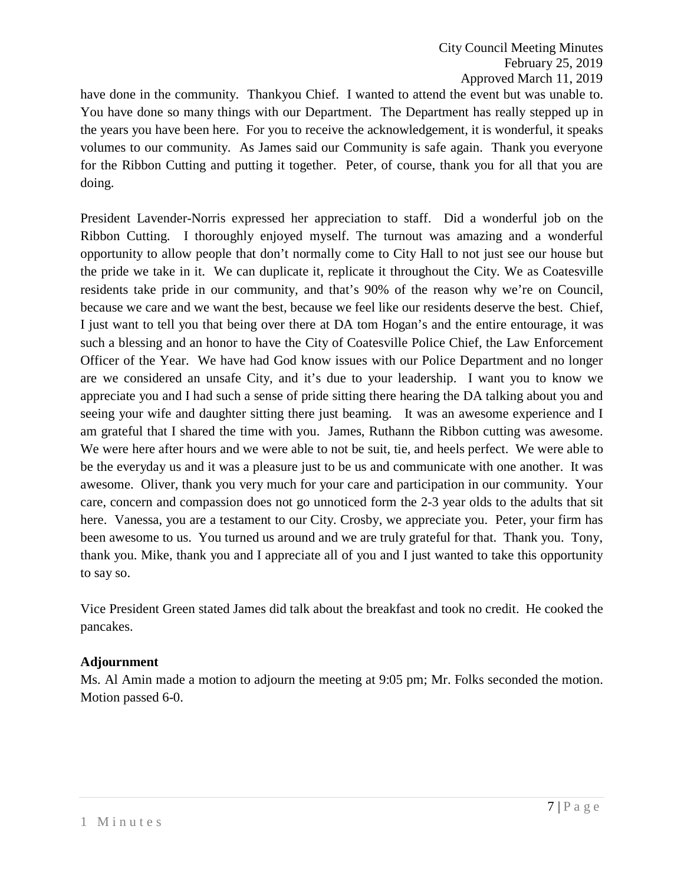have done in the community. Thankyou Chief. I wanted to attend the event but was unable to. You have done so many things with our Department. The Department has really stepped up in the years you have been here. For you to receive the acknowledgement, it is wonderful, it speaks volumes to our community. As James said our Community is safe again. Thank you everyone for the Ribbon Cutting and putting it together. Peter, of course, thank you for all that you are doing.

President Lavender-Norris expressed her appreciation to staff. Did a wonderful job on the Ribbon Cutting. I thoroughly enjoyed myself. The turnout was amazing and a wonderful opportunity to allow people that don't normally come to City Hall to not just see our house but the pride we take in it. We can duplicate it, replicate it throughout the City. We as Coatesville residents take pride in our community, and that's 90% of the reason why we're on Council, because we care and we want the best, because we feel like our residents deserve the best. Chief, I just want to tell you that being over there at DA tom Hogan's and the entire entourage, it was such a blessing and an honor to have the City of Coatesville Police Chief, the Law Enforcement Officer of the Year. We have had God know issues with our Police Department and no longer are we considered an unsafe City, and it's due to your leadership. I want you to know we appreciate you and I had such a sense of pride sitting there hearing the DA talking about you and seeing your wife and daughter sitting there just beaming. It was an awesome experience and I am grateful that I shared the time with you. James, Ruthann the Ribbon cutting was awesome. We were here after hours and we were able to not be suit, tie, and heels perfect. We were able to be the everyday us and it was a pleasure just to be us and communicate with one another. It was awesome. Oliver, thank you very much for your care and participation in our community. Your care, concern and compassion does not go unnoticed form the 2-3 year olds to the adults that sit here. Vanessa, you are a testament to our City. Crosby, we appreciate you. Peter, your firm has been awesome to us. You turned us around and we are truly grateful for that. Thank you. Tony, thank you. Mike, thank you and I appreciate all of you and I just wanted to take this opportunity to say so.

Vice President Green stated James did talk about the breakfast and took no credit. He cooked the pancakes.

**Adjournment**

Ms. Al Amin made a motion to adjourn the meeting at 9:05 pm; Mr. Folks seconded the motion. Motion passed 6-0.